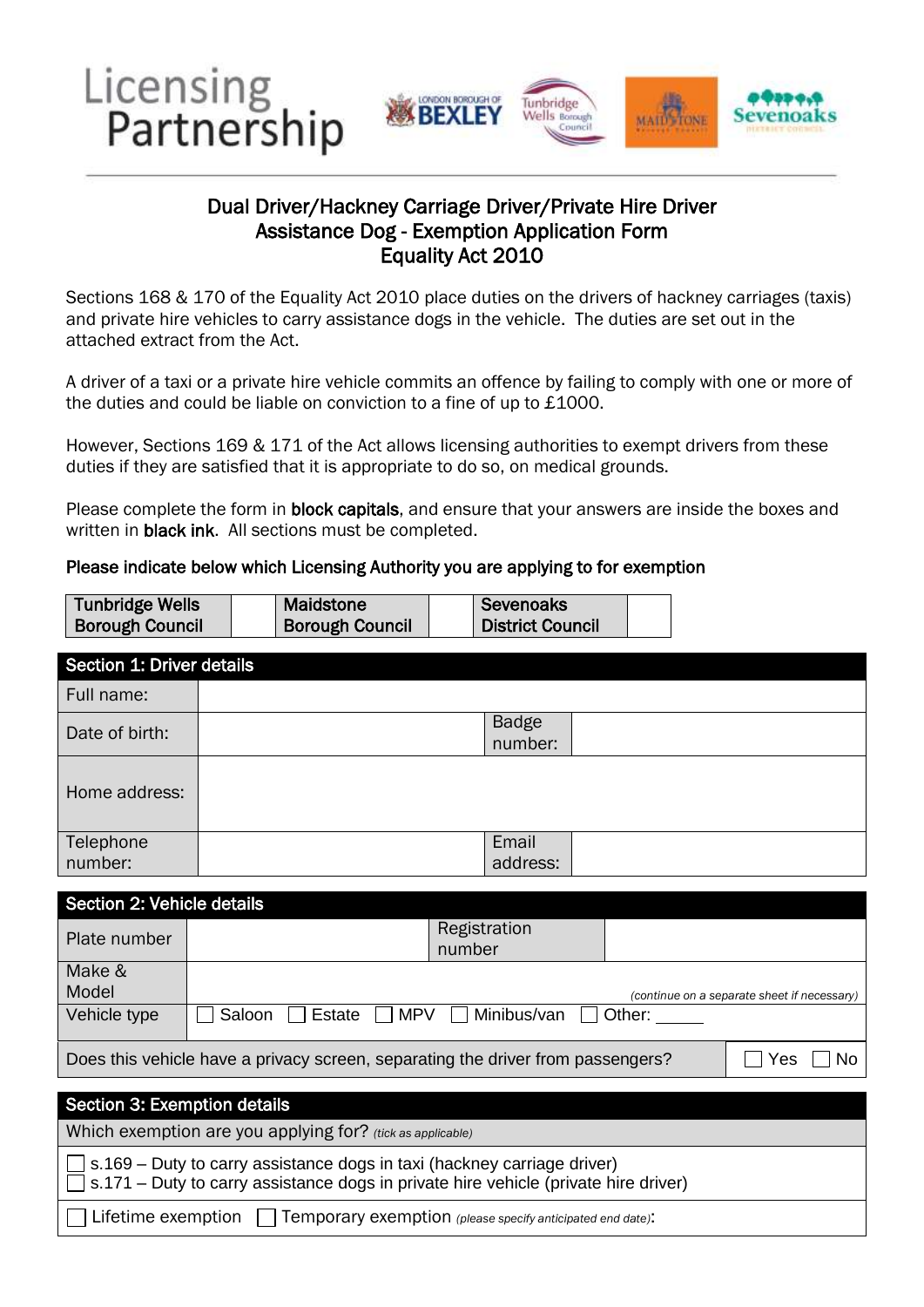Licensing Partnership

LONDON BOROUGH OF BEXLEY | Tunbridge Wells Borough Council | MAIDSTONE Borough Council | Sevenoaks District Council

## Dual Driver/Hackney Carriage Driver/Private Hire Driver Assistance Dog - Exemption Application Form Equality Act 2010

Sections 168 & 170 of the Equality Act 2010 place duties on the drivers of hackney carriages (taxis) and private hire vehicles to carry assistance dogs in the vehicle. The duties are set out in the attached extract from the Act.

A driver of a taxi or a private hire vehicle commits an offence by failing to comply with one or more of the duties and could be liable on conviction to a fine of up to £1000.

However, Sections 169 & 171 of the Act allows licensing authorities to exempt drivers from these duties if they are satisfied that it is appropriate to do so, on medical grounds.

Please complete the form in **block capitals**, and ensure that your answers are inside the boxes and written in **black ink**. All sections must be completed.

**Please indicate below which Licensing Authority you are applying to for exemption**

| Tunbridge Wells Borough Council | | Maidstone Borough Council | | Sevenoaks District Council | |
|---|---|---|---|---|---|

| Section 1: Driver details | | | |
|---|---|---|---|
| Full name: | | | |
| Date of birth: | | Badge number: | |
| Home address: | | | |
| Telephone number: | | Email address: | |

| Section 2: Vehicle details | | | |
|---|---|---|---|
| Plate number | | Registration number | |
| Make & Model | *(continue on a separate sheet if necessary)* | | |
| Vehicle type | ☐ Saloon ☐ Estate ☐ MPV ☐ Minibus/van ☐ Other: _____ | | |
| Does this vehicle have a privacy screen, separating the driver from passengers? | | | ☐ Yes ☐ No |

| Section 3: Exemption details |
|---|
| Which exemption are you applying for? *(tick as applicable)* |
| ☐ s.169 – Duty to carry assistance dogs in taxi (hackney carriage driver)<br>☐ s.171 – Duty to carry assistance dogs in private hire vehicle (private hire driver) |
| ☐ Lifetime exemption ☐ Temporary exemption *(please specify anticipated end date)*: |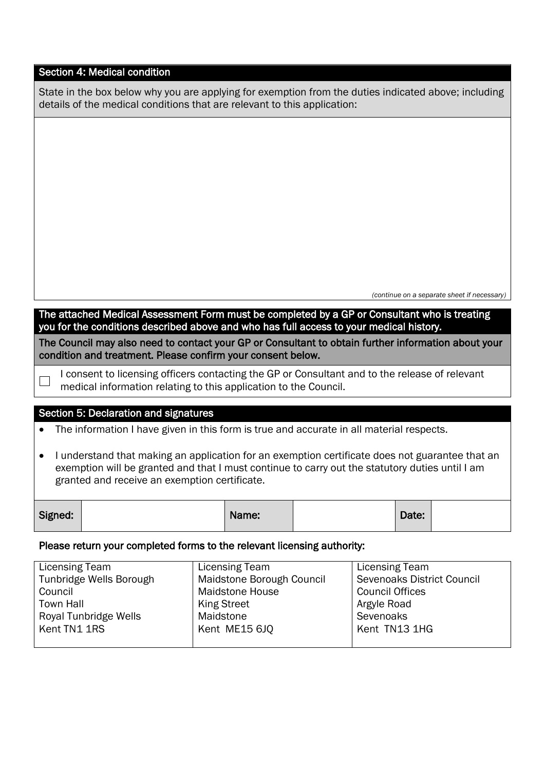## Section 4: Medical condition

State in the box below why you are applying for exemption from the duties indicated above; including details of the medical conditions that are relevant to this application:

*(continue on a separate sheet if necessary)*

**The attached Medical Assessment Form must be completed by a GP or Consultant who is treating you for the conditions described above and who has full access to your medical history.**

**The Council may also need to contact your GP or Consultant to obtain further information about your condition and treatment. Please confirm your consent below.**

☐ I consent to licensing officers contacting the GP or Consultant and to the release of relevant medical information relating to this application to the Council.

## Section 5: Declaration and signatures

- The information I have given in this form is true and accurate in all material respects.
- I understand that making an application for an exemption certificate does not guarantee that an exemption will be granted and that I must continue to carry out the statutory duties until I am granted and receive an exemption certificate.

| Signed: | | Name: | | Date: | |
|---|---|---|---|---|---|

**Please return your completed forms to the relevant licensing authority:**

| Licensing Team<br>Tunbridge Wells Borough Council<br>Town Hall<br>Royal Tunbridge Wells<br>Kent TN1 1RS | Licensing Team<br>Maidstone Borough Council<br>Maidstone House<br>King Street<br>Maidstone<br>Kent ME15 6JQ | Licensing Team<br>Sevenoaks District Council<br>Council Offices<br>Argyle Road<br>Sevenoaks<br>Kent TN13 1HG |
|---|---|---|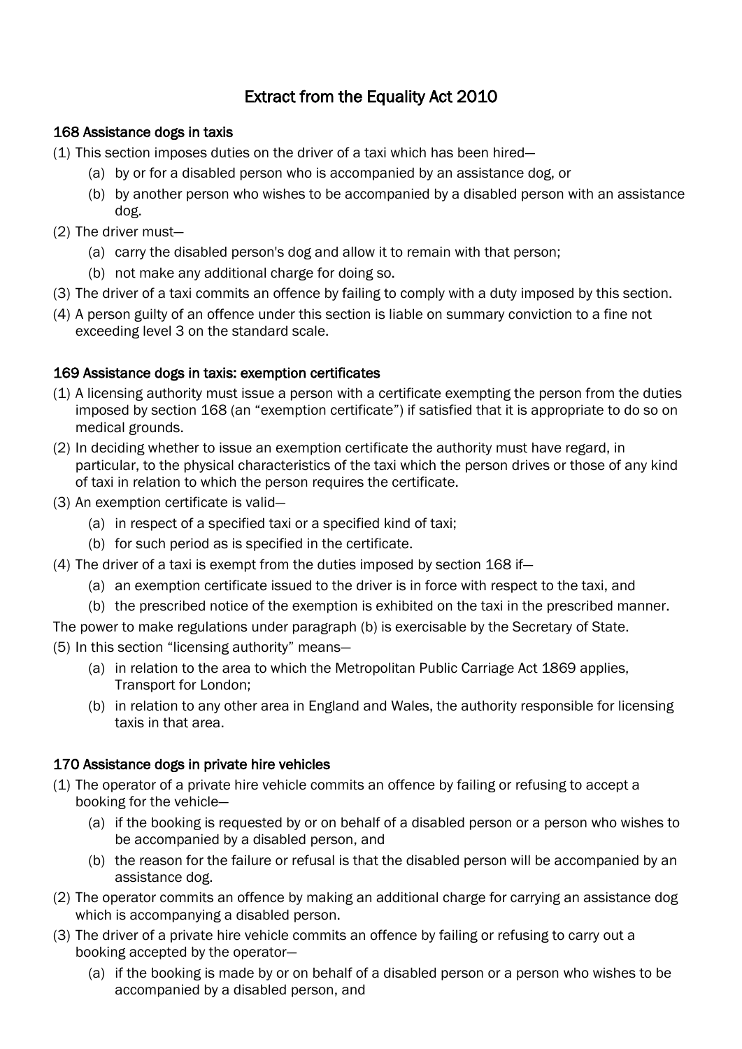# Extract from the Equality Act 2010

## 168 Assistance dogs in taxis

(1) This section imposes duties on the driver of a taxi which has been hired—

- (a) by or for a disabled person who is accompanied by an assistance dog, or
- (b) by another person who wishes to be accompanied by a disabled person with an assistance dog.

(2) The driver must—

- (a) carry the disabled person's dog and allow it to remain with that person;
- (b) not make any additional charge for doing so.

(3) The driver of a taxi commits an offence by failing to comply with a duty imposed by this section.

(4) A person guilty of an offence under this section is liable on summary conviction to a fine not exceeding level 3 on the standard scale.

## 169 Assistance dogs in taxis: exemption certificates

(1) A licensing authority must issue a person with a certificate exempting the person from the duties imposed by section 168 (an "exemption certificate") if satisfied that it is appropriate to do so on medical grounds.

(2) In deciding whether to issue an exemption certificate the authority must have regard, in particular, to the physical characteristics of the taxi which the person drives or those of any kind of taxi in relation to which the person requires the certificate.

(3) An exemption certificate is valid—

- (a) in respect of a specified taxi or a specified kind of taxi;
- (b) for such period as is specified in the certificate.

(4) The driver of a taxi is exempt from the duties imposed by section 168 if—

- (a) an exemption certificate issued to the driver is in force with respect to the taxi, and
- (b) the prescribed notice of the exemption is exhibited on the taxi in the prescribed manner.

The power to make regulations under paragraph (b) is exercisable by the Secretary of State.

(5) In this section "licensing authority" means—

- (a) in relation to the area to which the Metropolitan Public Carriage Act 1869 applies, Transport for London;
- (b) in relation to any other area in England and Wales, the authority responsible for licensing taxis in that area.

## 170 Assistance dogs in private hire vehicles

(1) The operator of a private hire vehicle commits an offence by failing or refusing to accept a booking for the vehicle—

- (a) if the booking is requested by or on behalf of a disabled person or a person who wishes to be accompanied by a disabled person, and
- (b) the reason for the failure or refusal is that the disabled person will be accompanied by an assistance dog.

(2) The operator commits an offence by making an additional charge for carrying an assistance dog which is accompanying a disabled person.

(3) The driver of a private hire vehicle commits an offence by failing or refusing to carry out a booking accepted by the operator—

- (a) if the booking is made by or on behalf of a disabled person or a person who wishes to be accompanied by a disabled person, and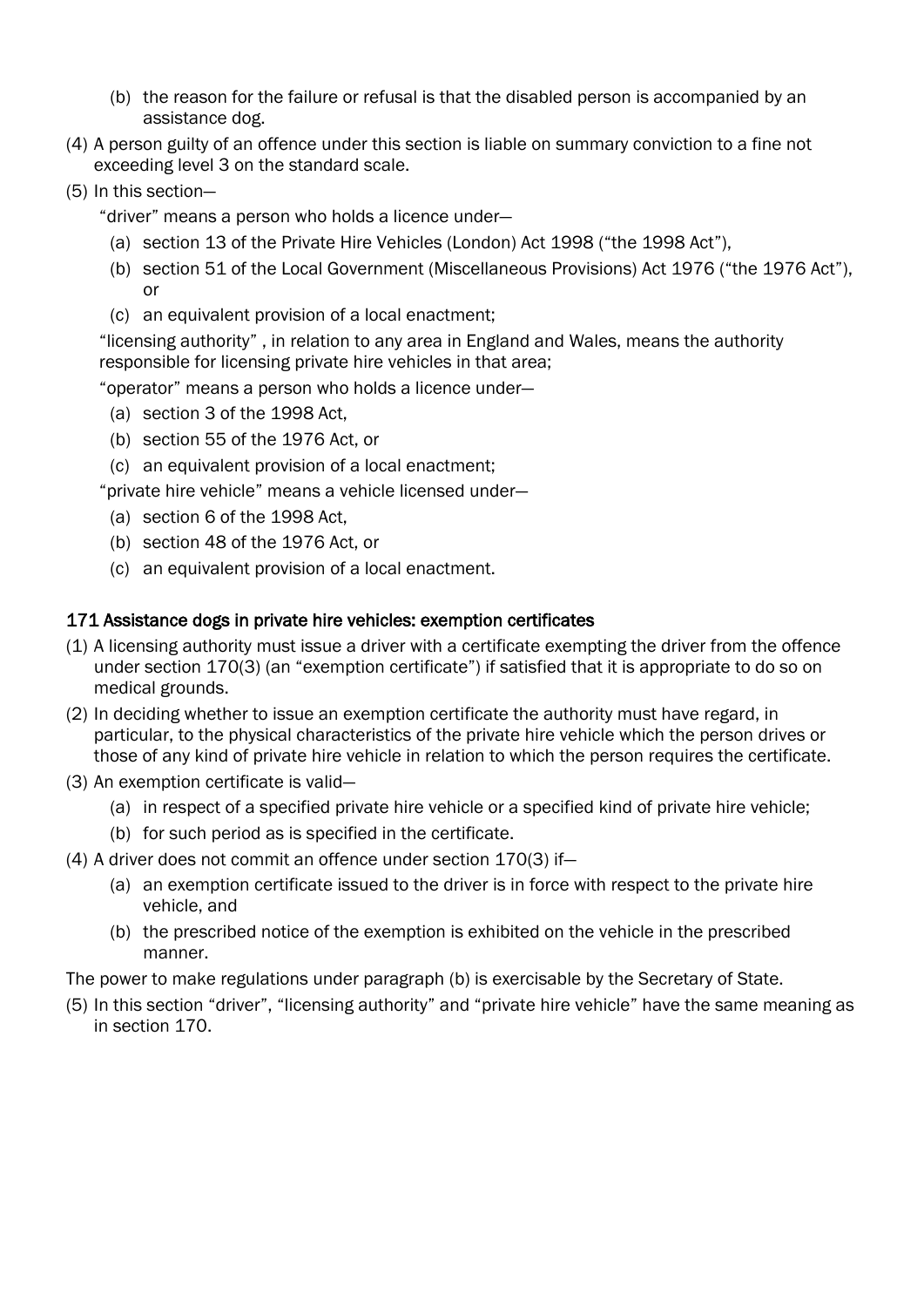(b) the reason for the failure or refusal is that the disabled person is accompanied by an assistance dog.

(4) A person guilty of an offence under this section is liable on summary conviction to a fine not exceeding level 3 on the standard scale.

(5) In this section—

"driver" means a person who holds a licence under—

(a) section 13 of the Private Hire Vehicles (London) Act 1998 ("the 1998 Act"),

(b) section 51 of the Local Government (Miscellaneous Provisions) Act 1976 ("the 1976 Act"), or

(c) an equivalent provision of a local enactment;

"licensing authority" , in relation to any area in England and Wales, means the authority responsible for licensing private hire vehicles in that area;

"operator" means a person who holds a licence under—

(a) section 3 of the 1998 Act,

(b) section 55 of the 1976 Act, or

(c) an equivalent provision of a local enactment;

"private hire vehicle" means a vehicle licensed under—

(a) section 6 of the 1998 Act,

(b) section 48 of the 1976 Act, or

(c) an equivalent provision of a local enactment.

### 171 Assistance dogs in private hire vehicles: exemption certificates

(1) A licensing authority must issue a driver with a certificate exempting the driver from the offence under section 170(3) (an "exemption certificate") if satisfied that it is appropriate to do so on medical grounds.

(2) In deciding whether to issue an exemption certificate the authority must have regard, in particular, to the physical characteristics of the private hire vehicle which the person drives or those of any kind of private hire vehicle in relation to which the person requires the certificate.

(3) An exemption certificate is valid—

(a) in respect of a specified private hire vehicle or a specified kind of private hire vehicle;

(b) for such period as is specified in the certificate.

(4) A driver does not commit an offence under section 170(3) if—

(a) an exemption certificate issued to the driver is in force with respect to the private hire vehicle, and

(b) the prescribed notice of the exemption is exhibited on the vehicle in the prescribed manner.

The power to make regulations under paragraph (b) is exercisable by the Secretary of State.

(5) In this section "driver", "licensing authority" and "private hire vehicle" have the same meaning as in section 170.